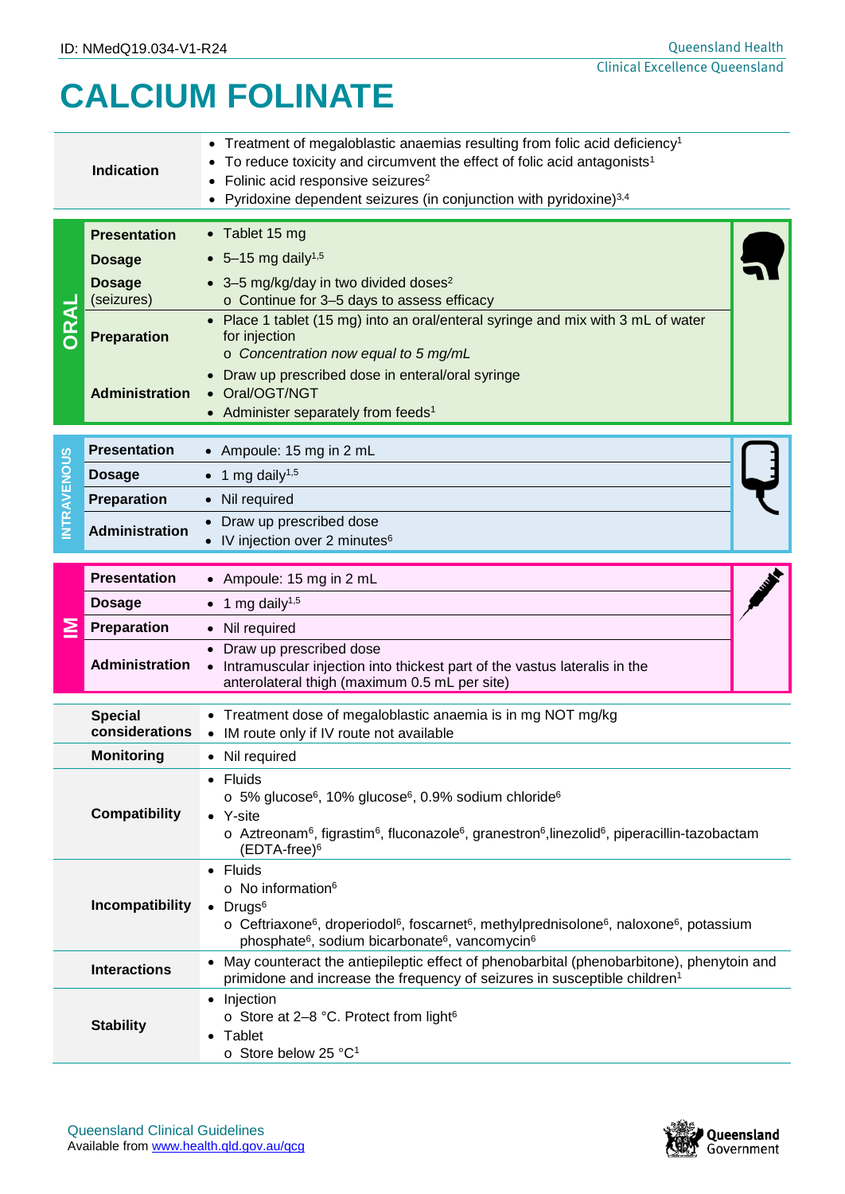ID: NMedQ19.034-V1-R24

Queensland Health
Clinical Excellence Queensland

# CALCIUM FOLINATE

| | |
|---|---|
| **Indication** | • Treatment of megaloblastic anaemias resulting from folic acid deficiency[1]<br>• To reduce toxicity and circumvent the effect of folic acid antagonists[1]<br>• Folinic acid responsive seizures[2]<br>• Pyridoxine dependent seizures (in conjunction with pyridoxine)[3,4] |

## ORAL

| | |
|---|---|
| **Presentation** | • Tablet 15 mg |
| **Dosage** | • 5–15 mg daily[1,5] |
| **Dosage** (seizures) | • 3–5 mg/kg/day in two divided doses[2]<br>  ○ Continue for 3–5 days to assess efficacy |
| **Preparation** | • Place 1 tablet (15 mg) into an oral/enteral syringe and mix with 3 mL of water for injection<br>  ○ *Concentration now equal to 5 mg/mL* |
| **Administration** | • Draw up prescribed dose in enteral/oral syringe<br>• Oral/OGT/NGT<br>• Administer separately from feeds[1] |

## INTRAVENOUS

| | |
|---|---|
| **Presentation** | • Ampoule: 15 mg in 2 mL |
| **Dosage** | • 1 mg daily[1,5] |
| **Preparation** | • Nil required |
| **Administration** | • Draw up prescribed dose<br>• IV injection over 2 minutes[6] |

## IM

| | |
|---|---|
| **Presentation** | • Ampoule: 15 mg in 2 mL |
| **Dosage** | • 1 mg daily[1,5] |
| **Preparation** | • Nil required |
| **Administration** | • Draw up prescribed dose<br>• Intramuscular injection into thickest part of the vastus lateralis in the anterolateral thigh (maximum 0.5 mL per site) |

| | |
|---|---|
| **Special considerations** | • Treatment dose of megaloblastic anaemia is in mg NOT mg/kg<br>• IM route only if IV route not available |
| **Monitoring** | • Nil required |
| **Compatibility** | • Fluids<br>  ○ 5% glucose[6], 10% glucose[6], 0.9% sodium chloride[6]<br>• Y-site<br>  ○ Aztreonam[6], figrastim[6], fluconazole[6], granestron[6], linezolid[6], piperacillin-tazobactam (EDTA-free)[6] |
| **Incompatibility** | • Fluids<br>  ○ No information[6]<br>• Drugs[6]<br>  ○ Ceftriaxone[6], droperiodol[6], foscarnet[6], methylprednisolone[6], naloxone[6], potassium phosphate[6], sodium bicarbonate[6], vancomycin[6] |
| **Interactions** | • May counteract the antiepileptic effect of phenobarbital (phenobarbitone), phenytoin and primidone and increase the frequency of seizures in susceptible children[1] |
| **Stability** | • Injection<br>  ○ Store at 2–8 °C. Protect from light[6]<br>• Tablet<br>  ○ Store below 25 °C[1] |

Queensland Clinical Guidelines
Available from www.health.qld.gov.au/qcg

Queensland Government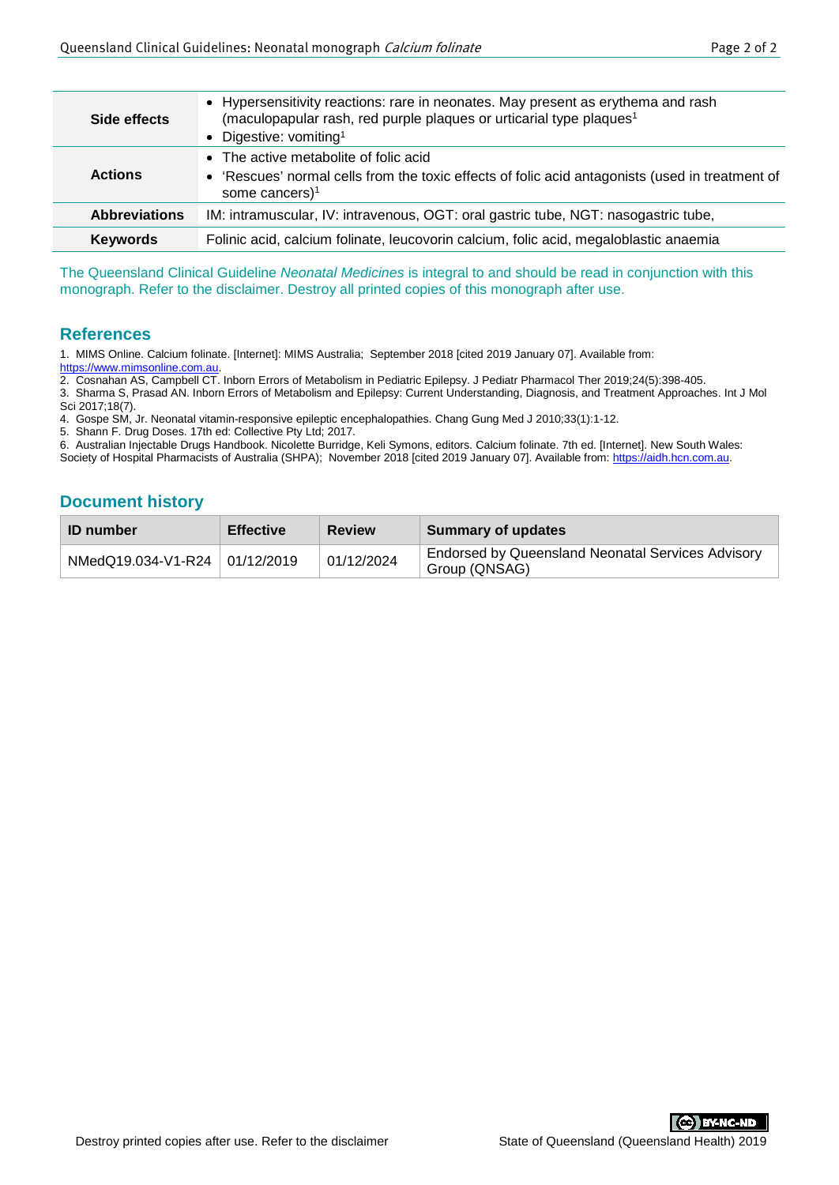| | |
|---|---|
| **Side effects** | • Hypersensitivity reactions: rare in neonates. May present as erythema and rash (maculopapular rash, red purple plaques or urticarial type plaques[1]<br>• Digestive: vomiting[1] |
| **Actions** | • The active metabolite of folic acid<br>• 'Rescues' normal cells from the toxic effects of folic acid antagonists (used in treatment of some cancers)[1] |
| **Abbreviations** | IM: intramuscular, IV: intravenous, OGT: oral gastric tube, NGT: nasogastric tube, |
| **Keywords** | Folinic acid, calcium folinate, leucovorin calcium, folic acid, megaloblastic anaemia |

The Queensland Clinical Guideline *Neonatal Medicines* is integral to and should be read in conjunction with this monograph. Refer to the disclaimer. Destroy all printed copies of this monograph after use.

## References

1. MIMS Online. Calcium folinate. [Internet]: MIMS Australia; September 2018 [cited 2019 January 07]. Available from: https://www.mimsonline.com.au.
2. Cosnahan AS, Campbell CT. Inborn Errors of Metabolism in Pediatric Epilepsy. J Pediatr Pharmacol Ther 2019;24(5):398-405.
3. Sharma S, Prasad AN. Inborn Errors of Metabolism and Epilepsy: Current Understanding, Diagnosis, and Treatment Approaches. Int J Mol Sci 2017;18(7).
4. Gospe SM, Jr. Neonatal vitamin-responsive epileptic encephalopathies. Chang Gung Med J 2010;33(1):1-12.
5. Shann F. Drug Doses. 17th ed: Collective Pty Ltd; 2017.
6. Australian Injectable Drugs Handbook. Nicolette Burridge, Keli Symons, editors. Calcium folinate. 7th ed. [Internet]. New South Wales: Society of Hospital Pharmacists of Australia (SHPA); November 2018 [cited 2019 January 07]. Available from: https://aidh.hcn.com.au.

## Document history

| ID number | Effective | Review | Summary of updates |
|---|---|---|---|
| NMedQ19.034-V1-R24 | 01/12/2019 | 01/12/2024 | Endorsed by Queensland Neonatal Services Advisory Group (QNSAG) |